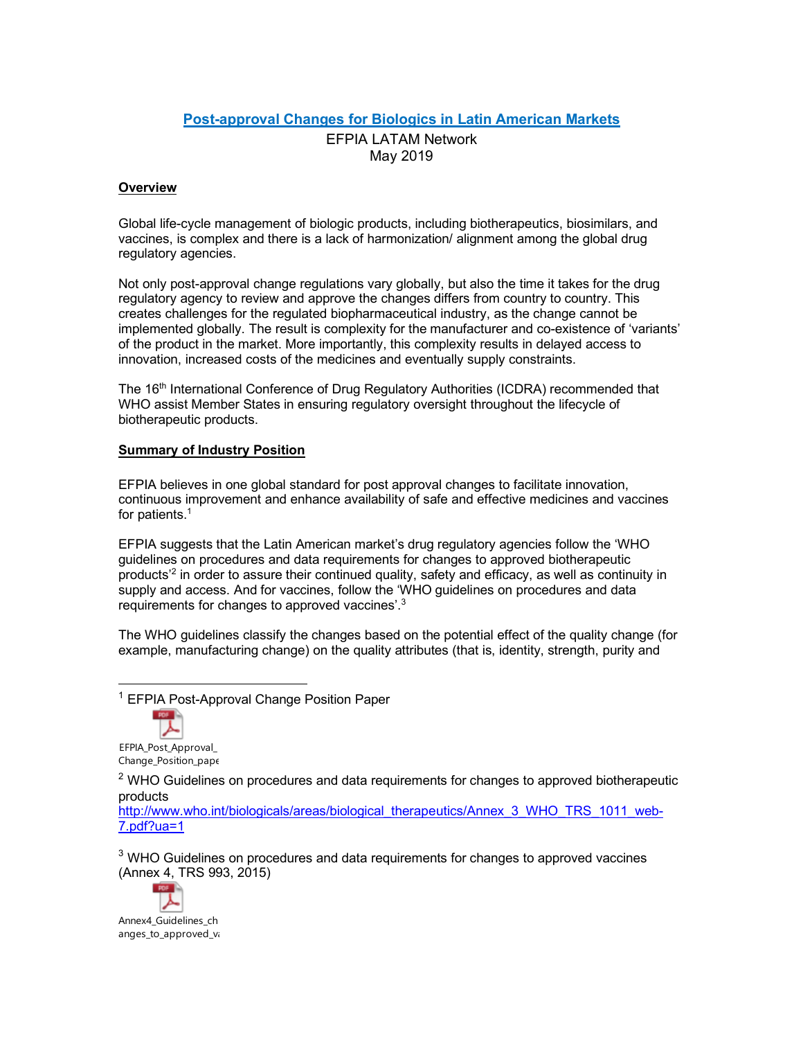# Post-approval Changes for Biologics in Latin American Markets

EFPIA LATAM Network
May 2019

## Overview

Global life-cycle management of biologic products, including biotherapeutics, biosimilars, and vaccines, is complex and there is a lack of harmonization/ alignment among the global drug regulatory agencies.

Not only post-approval change regulations vary globally, but also the time it takes for the drug regulatory agency to review and approve the changes differs from country to country. This creates challenges for the regulated biopharmaceutical industry, as the change cannot be implemented globally. The result is complexity for the manufacturer and co-existence of 'variants' of the product in the market. More importantly, this complexity results in delayed access to innovation, increased costs of the medicines and eventually supply constraints.

The 16th International Conference of Drug Regulatory Authorities (ICDRA) recommended that WHO assist Member States in ensuring regulatory oversight throughout the lifecycle of biotherapeutic products.

## Summary of Industry Position

EFPIA believes in one global standard for post approval changes to facilitate innovation, continuous improvement and enhance availability of safe and effective medicines and vaccines for patients.[1]

EFPIA suggests that the Latin American market's drug regulatory agencies follow the 'WHO guidelines on procedures and data requirements for changes to approved biotherapeutic products'[2] in order to assure their continued quality, safety and efficacy, as well as continuity in supply and access. And for vaccines, follow the 'WHO guidelines on procedures and data requirements for changes to approved vaccines'.[3]

The WHO guidelines classify the changes based on the potential effect of the quality change (for example, manufacturing change) on the quality attributes (that is, identity, strength, purity and

---

[1] EFPIA Post-Approval Change Position Paper

EFPIA_Post_Approval_Change_Position_pape

[2] WHO Guidelines on procedures and data requirements for changes to approved biotherapeutic products
http://www.who.int/biologicals/areas/biological_therapeutics/Annex_3_WHO_TRS_1011_web-7.pdf?ua=1

[3] WHO Guidelines on procedures and data requirements for changes to approved vaccines (Annex 4, TRS 993, 2015)

Annex4_Guidelines_changes_to_approved_va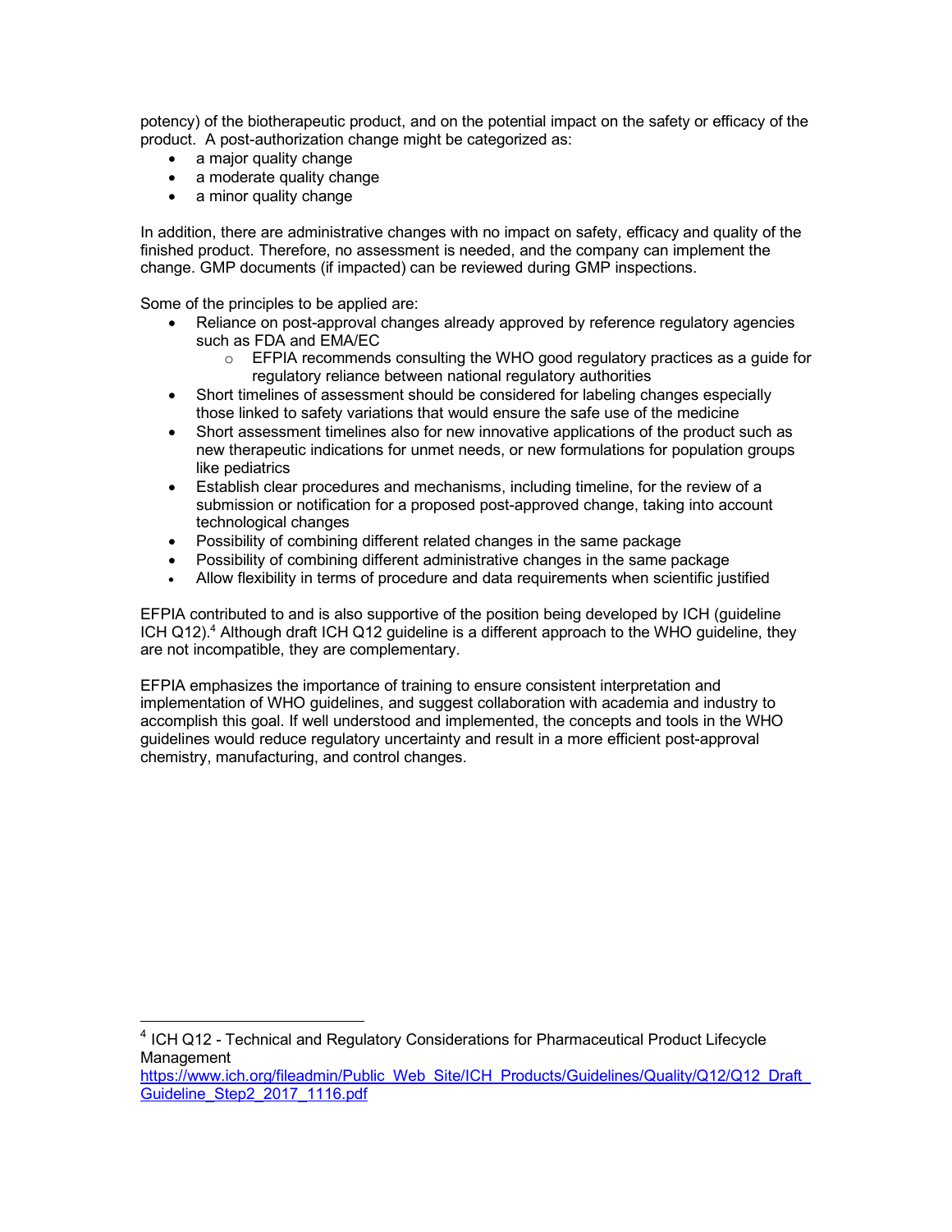potency) of the biotherapeutic product, and on the potential impact on the safety or efficacy of the product. A post-authorization change might be categorized as:

- a major quality change
- a moderate quality change
- a minor quality change

In addition, there are administrative changes with no impact on safety, efficacy and quality of the finished product. Therefore, no assessment is needed, and the company can implement the change. GMP documents (if impacted) can be reviewed during GMP inspections.

Some of the principles to be applied are:

- Reliance on post-approval changes already approved by reference regulatory agencies such as FDA and EMA/EC
    - EFPIA recommends consulting the WHO good regulatory practices as a guide for regulatory reliance between national regulatory authorities
- Short timelines of assessment should be considered for labeling changes especially those linked to safety variations that would ensure the safe use of the medicine
- Short assessment timelines also for new innovative applications of the product such as new therapeutic indications for unmet needs, or new formulations for population groups like pediatrics
- Establish clear procedures and mechanisms, including timeline, for the review of a submission or notification for a proposed post-approved change, taking into account technological changes
- Possibility of combining different related changes in the same package
- Possibility of combining different administrative changes in the same package
- Allow flexibility in terms of procedure and data requirements when scientific justified

EFPIA contributed to and is also supportive of the position being developed by ICH (guideline ICH Q12).[4] Although draft ICH Q12 guideline is a different approach to the WHO guideline, they are not incompatible, they are complementary.

EFPIA emphasizes the importance of training to ensure consistent interpretation and implementation of WHO guidelines, and suggest collaboration with academia and industry to accomplish this goal. If well understood and implemented, the concepts and tools in the WHO guidelines would reduce regulatory uncertainty and result in a more efficient post-approval chemistry, manufacturing, and control changes.

---

[4] ICH Q12 - Technical and Regulatory Considerations for Pharmaceutical Product Lifecycle Management
https://www.ich.org/fileadmin/Public_Web_Site/ICH_Products/Guidelines/Quality/Q12/Q12_Draft_Guideline_Step2_2017_1116.pdf